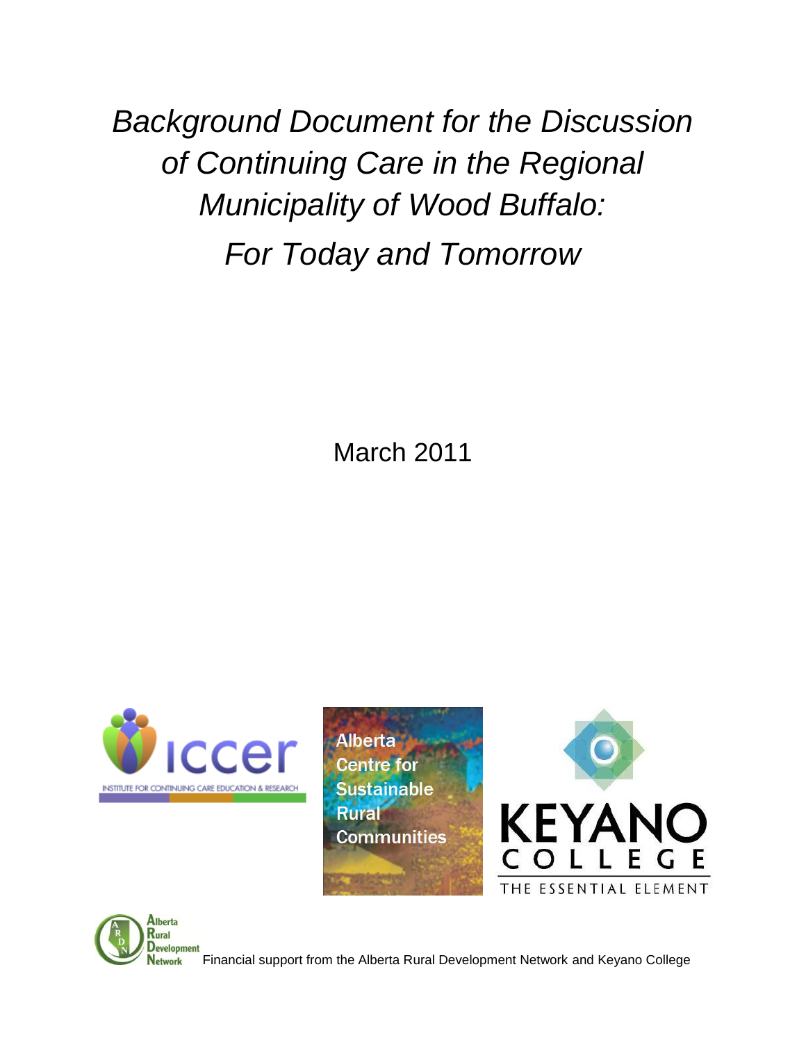# *Background Document for the Discussion of Continuing Care in the Regional Municipality of Wood Buffalo: For Today and Tomorrow*

March 2011

iccer
INSTITUTE FOR CONTINUING CARE EDUCATION & RESEARCH

Alberta Centre for Sustainable Rural Communities

KEYANO COLLEGE
THE ESSENTIAL ELEMENT

Alberta Rural Development Network

Financial support from the Alberta Rural Development Network and Keyano College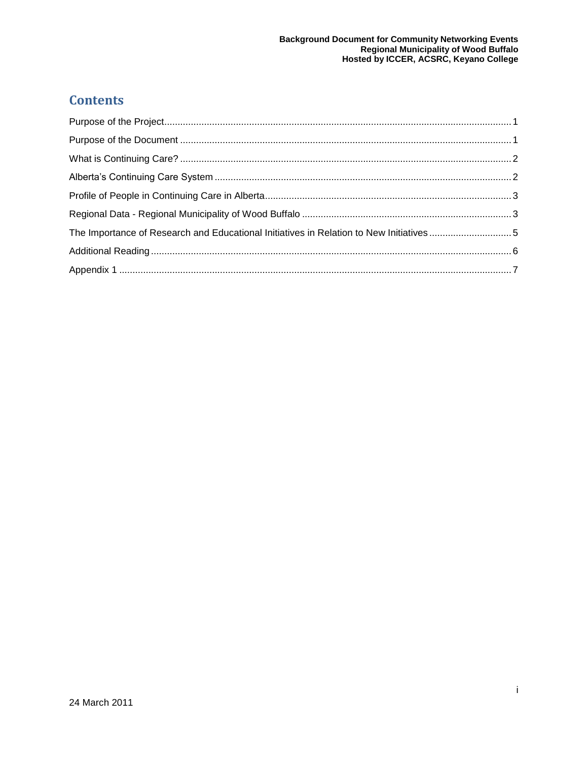# Contents

Purpose of the Project ..... 1

Purpose of the Document ..... 1

What is Continuing Care? ..... 2

Alberta's Continuing Care System ..... 2

Profile of People in Continuing Care in Alberta ..... 3

Regional Data - Regional Municipality of Wood Buffalo ..... 3

The Importance of Research and Educational Initiatives in Relation to New Initiatives ..... 5

Additional Reading ..... 6

Appendix 1 ..... 7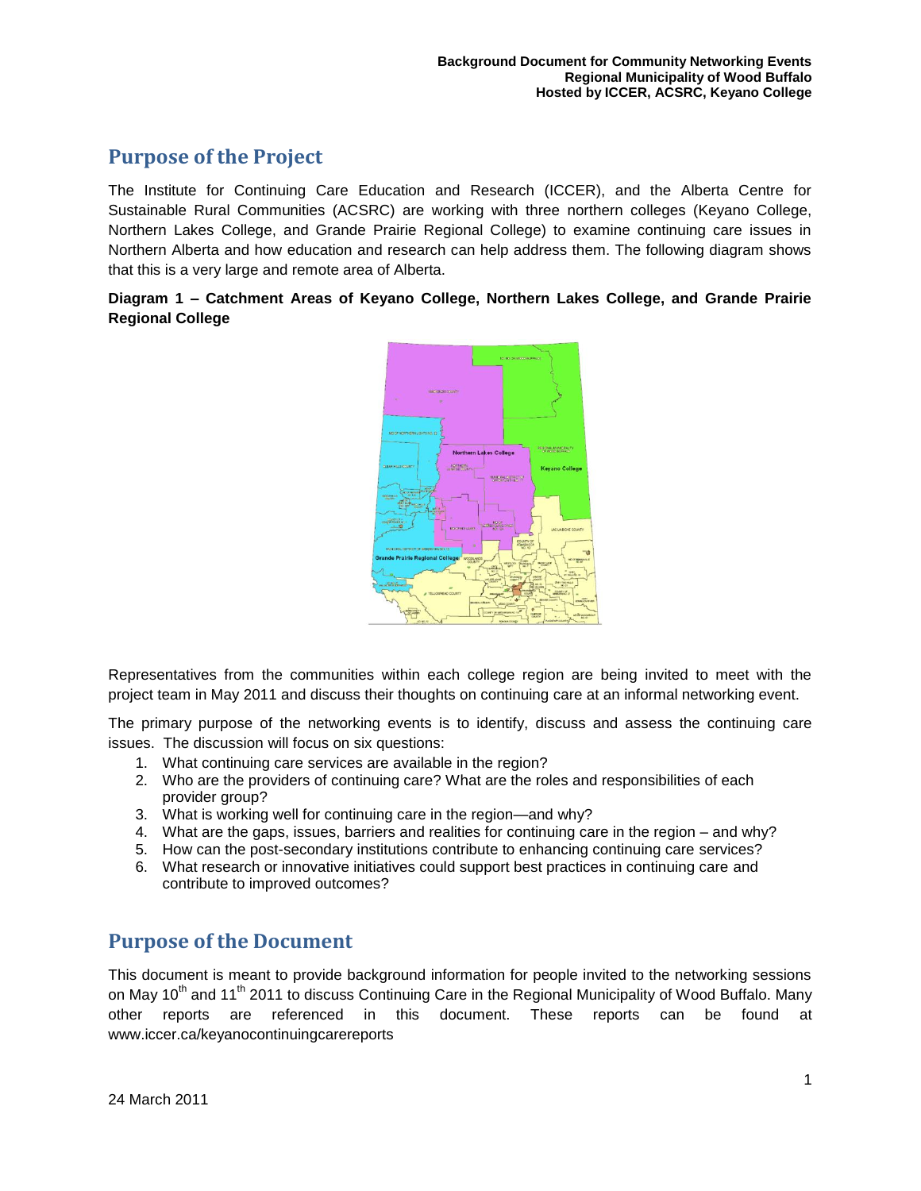# Purpose of the Project

The Institute for Continuing Care Education and Research (ICCER), and the Alberta Centre for Sustainable Rural Communities (ACSRC) are working with three northern colleges (Keyano College, Northern Lakes College, and Grande Prairie Regional College) to examine continuing care issues in Northern Alberta and how education and research can help address them. The following diagram shows that this is a very large and remote area of Alberta.

**Diagram 1 – Catchment Areas of Keyano College, Northern Lakes College, and Grande Prairie Regional College**

Representatives from the communities within each college region are being invited to meet with the project team in May 2011 and discuss their thoughts on continuing care at an informal networking event.

The primary purpose of the networking events is to identify, discuss and assess the continuing care issues. The discussion will focus on six questions:

1. What continuing care services are available in the region?
2. Who are the providers of continuing care? What are the roles and responsibilities of each provider group?
3. What is working well for continuing care in the region—and why?
4. What are the gaps, issues, barriers and realities for continuing care in the region – and why?
5. How can the post-secondary institutions contribute to enhancing continuing care services?
6. What research or innovative initiatives could support best practices in continuing care and contribute to improved outcomes?

# Purpose of the Document

This document is meant to provide background information for people invited to the networking sessions on May 10th and 11th 2011 to discuss Continuing Care in the Regional Municipality of Wood Buffalo. Many other reports are referenced in this document. These reports can be found at www.iccer.ca/keyanocontinuingcarereports

24 March 2011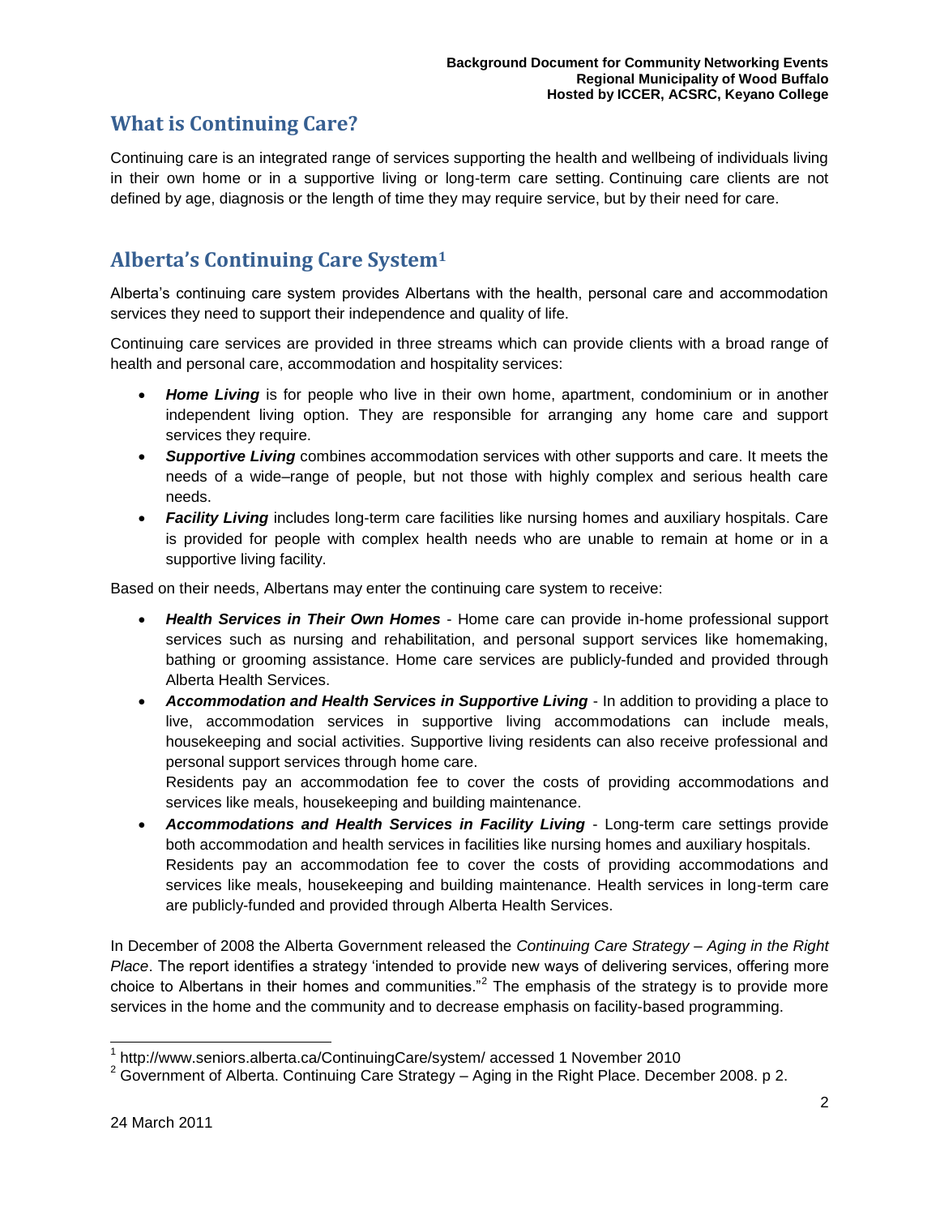## What is Continuing Care?

Continuing care is an integrated range of services supporting the health and wellbeing of individuals living in their own home or in a supportive living or long-term care setting. Continuing care clients are not defined by age, diagnosis or the length of time they may require service, but by their need for care.

## Alberta's Continuing Care System[1]

Alberta's continuing care system provides Albertans with the health, personal care and accommodation services they need to support their independence and quality of life.

Continuing care services are provided in three streams which can provide clients with a broad range of health and personal care, accommodation and hospitality services:

- ***Home Living*** is for people who live in their own home, apartment, condominium or in another independent living option. They are responsible for arranging any home care and support services they require.
- ***Supportive Living*** combines accommodation services with other supports and care. It meets the needs of a wide–range of people, but not those with highly complex and serious health care needs.
- ***Facility Living*** includes long-term care facilities like nursing homes and auxiliary hospitals. Care is provided for people with complex health needs who are unable to remain at home or in a supportive living facility.

Based on their needs, Albertans may enter the continuing care system to receive:

- ***Health Services in Their Own Homes*** - Home care can provide in-home professional support services such as nursing and rehabilitation, and personal support services like homemaking, bathing or grooming assistance. Home care services are publicly-funded and provided through Alberta Health Services.
- ***Accommodation and Health Services in Supportive Living*** - In addition to providing a place to live, accommodation services in supportive living accommodations can include meals, housekeeping and social activities. Supportive living residents can also receive professional and personal support services through home care.
  Residents pay an accommodation fee to cover the costs of providing accommodations and services like meals, housekeeping and building maintenance.
- ***Accommodations and Health Services in Facility Living*** - Long-term care settings provide both accommodation and health services in facilities like nursing homes and auxiliary hospitals.
  Residents pay an accommodation fee to cover the costs of providing accommodations and services like meals, housekeeping and building maintenance. Health services in long-term care are publicly-funded and provided through Alberta Health Services.

In December of 2008 the Alberta Government released the *Continuing Care Strategy – Aging in the Right Place*. The report identifies a strategy 'intended to provide new ways of delivering services, offering more choice to Albertans in their homes and communities."[2] The emphasis of the strategy is to provide more services in the home and the community and to decrease emphasis on facility-based programming.

---

[1] http://www.seniors.alberta.ca/ContinuingCare/system/ accessed 1 November 2010

[2] Government of Alberta. Continuing Care Strategy – Aging in the Right Place. December 2008. p 2.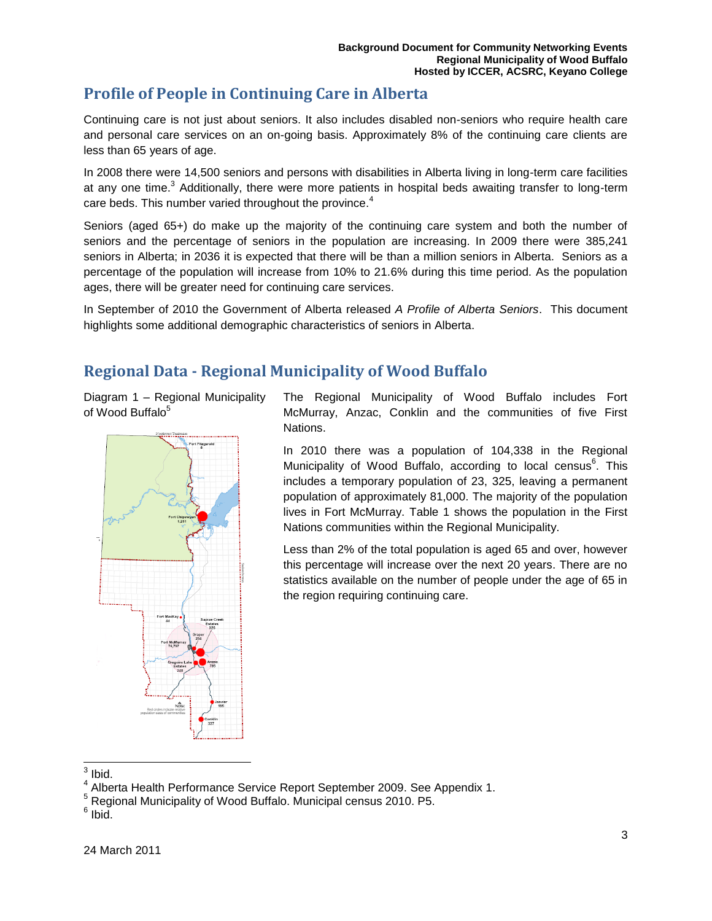## Profile of People in Continuing Care in Alberta

Continuing care is not just about seniors. It also includes disabled non-seniors who require health care and personal care services on an on-going basis. Approximately 8% of the continuing care clients are less than 65 years of age.

In 2008 there were 14,500 seniors and persons with disabilities in Alberta living in long-term care facilities at any one time.[3] Additionally, there were more patients in hospital beds awaiting transfer to long-term care beds. This number varied throughout the province.[4]

Seniors (aged 65+) do make up the majority of the continuing care system and both the number of seniors and the percentage of seniors in the population are increasing. In 2009 there were 385,241 seniors in Alberta; in 2036 it is expected that there will be than a million seniors in Alberta. Seniors as a percentage of the population will increase from 10% to 21.6% during this time period. As the population ages, there will be greater need for continuing care services.

In September of 2010 the Government of Alberta released *A Profile of Alberta Seniors*. This document highlights some additional demographic characteristics of seniors in Alberta.

## Regional Data - Regional Municipality of Wood Buffalo

Diagram 1 – Regional Municipality of Wood Buffalo[5]

The Regional Municipality of Wood Buffalo includes Fort McMurray, Anzac, Conklin and the communities of five First Nations.

In 2010 there was a population of 104,338 in the Regional Municipality of Wood Buffalo, according to local census[6]. This includes a temporary population of 23, 325, leaving a permanent population of approximately 81,000. The majority of the population lives in Fort McMurray. Table 1 shows the population in the First Nations communities within the Regional Municipality.

Less than 2% of the total population is aged 65 and over, however this percentage will increase over the next 20 years. There are no statistics available on the number of people under the age of 65 in the region requiring continuing care.

---

[3] Ibid.

[4] Alberta Health Performance Service Report September 2009. See Appendix 1.

[5] Regional Municipality of Wood Buffalo. Municipal census 2010. P5.

[6] Ibid.

24 March 2011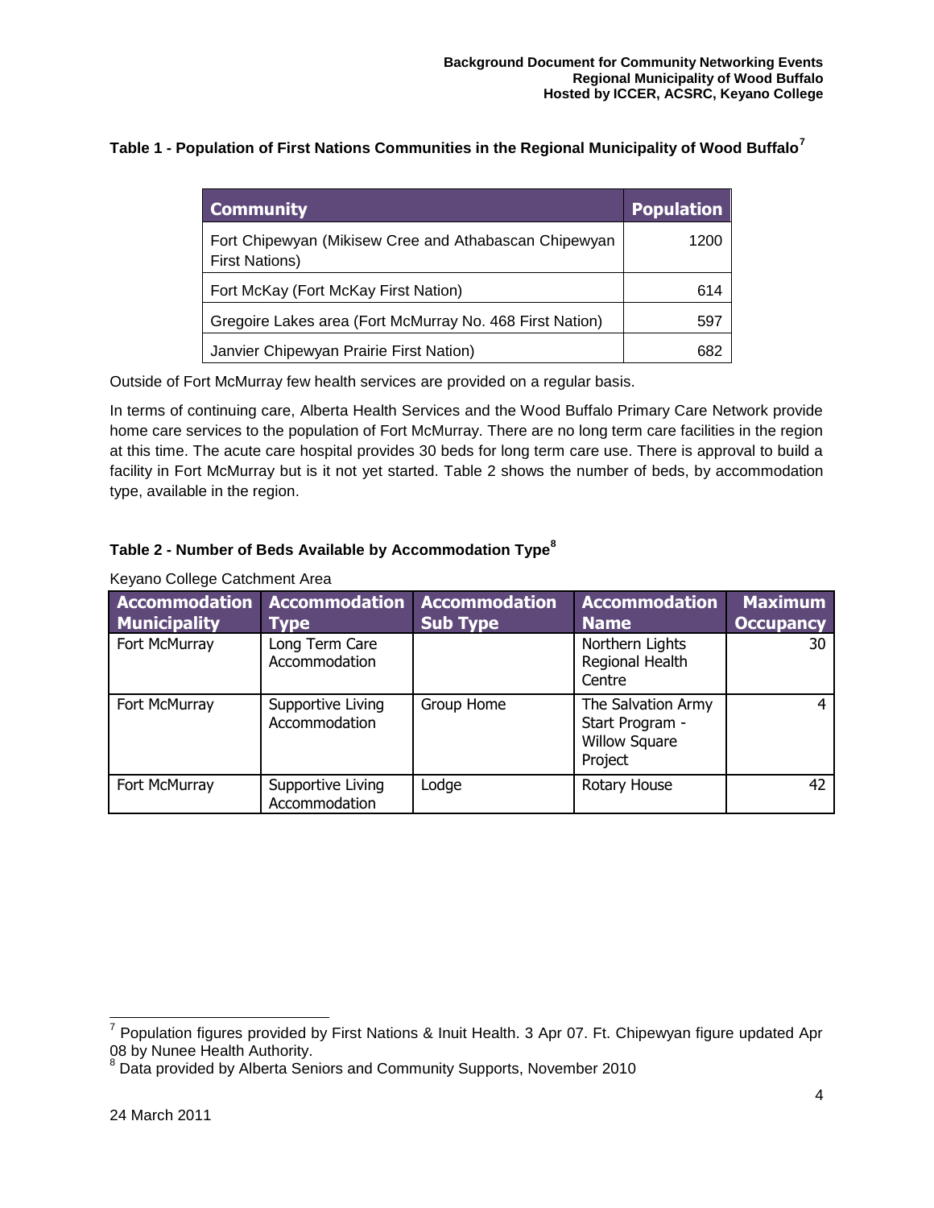**Table 1 - Population of First Nations Communities in the Regional Municipality of Wood Buffalo**[7]

| Community | Population |
|---|---|
| Fort Chipewyan (Mikisew Cree and Athabascan Chipewyan First Nations) | 1200 |
| Fort McKay (Fort McKay First Nation) | 614 |
| Gregoire Lakes area (Fort McMurray No. 468 First Nation) | 597 |
| Janvier Chipewyan Prairie First Nation) | 682 |

Outside of Fort McMurray few health services are provided on a regular basis.

In terms of continuing care, Alberta Health Services and the Wood Buffalo Primary Care Network provide home care services to the population of Fort McMurray. There are no long term care facilities in the region at this time. The acute care hospital provides 30 beds for long term care use. There is approval to build a facility in Fort McMurray but is it not yet started. Table 2 shows the number of beds, by accommodation type, available in the region.

**Table 2 - Number of Beds Available by Accommodation Type**[8]

Keyano College Catchment Area

| Accommodation Municipality | Accommodation Type | Accommodation Sub Type | Accommodation Name | Maximum Occupancy |
|---|---|---|---|---|
| Fort McMurray | Long Term Care Accommodation | | Northern Lights Regional Health Centre | 30 |
| Fort McMurray | Supportive Living Accommodation | Group Home | The Salvation Army Start Program - Willow Square Project | 4 |
| Fort McMurray | Supportive Living Accommodation | Lodge | Rotary House | 42 |

[7] Population figures provided by First Nations & Inuit Health. 3 Apr 07. Ft. Chipewyan figure updated Apr 08 by Nunee Health Authority.

[8] Data provided by Alberta Seniors and Community Supports, November 2010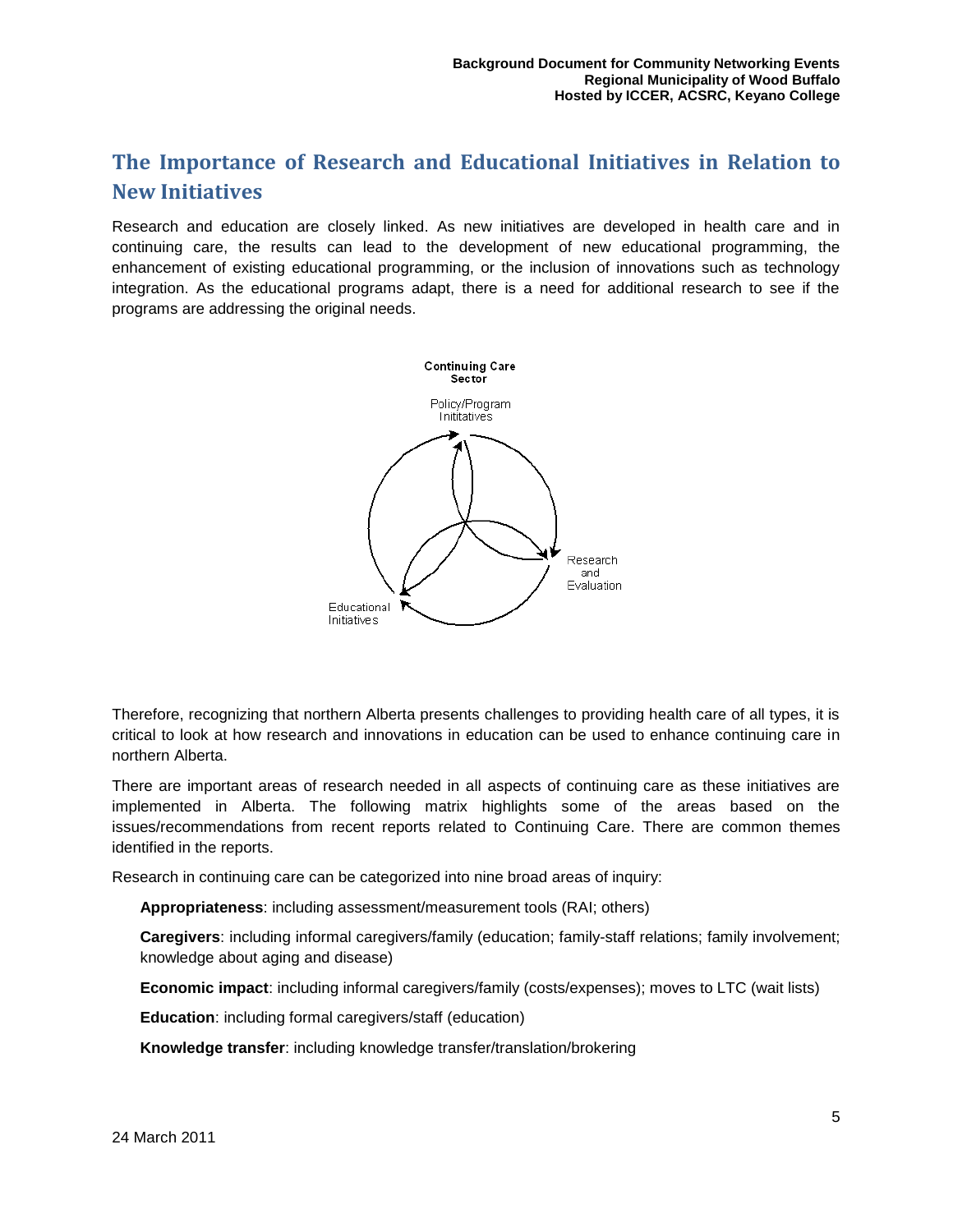## The Importance of Research and Educational Initiatives in Relation to New Initiatives

Research and education are closely linked. As new initiatives are developed in health care and in continuing care, the results can lead to the development of new educational programming, the enhancement of existing educational programming, or the inclusion of innovations such as technology integration. As the educational programs adapt, there is a need for additional research to see if the programs are addressing the original needs.

**Continuing Care Sector**

Policy/Program Inititatives

Research and Evaluation

Educational Initiatives

Therefore, recognizing that northern Alberta presents challenges to providing health care of all types, it is critical to look at how research and innovations in education can be used to enhance continuing care in northern Alberta.

There are important areas of research needed in all aspects of continuing care as these initiatives are implemented in Alberta. The following matrix highlights some of the areas based on the issues/recommendations from recent reports related to Continuing Care. There are common themes identified in the reports.

Research in continuing care can be categorized into nine broad areas of inquiry:

**Appropriateness**: including assessment/measurement tools (RAI; others)

**Caregivers**: including informal caregivers/family (education; family-staff relations; family involvement; knowledge about aging and disease)

**Economic impact**: including informal caregivers/family (costs/expenses); moves to LTC (wait lists)

**Education**: including formal caregivers/staff (education)

**Knowledge transfer**: including knowledge transfer/translation/brokering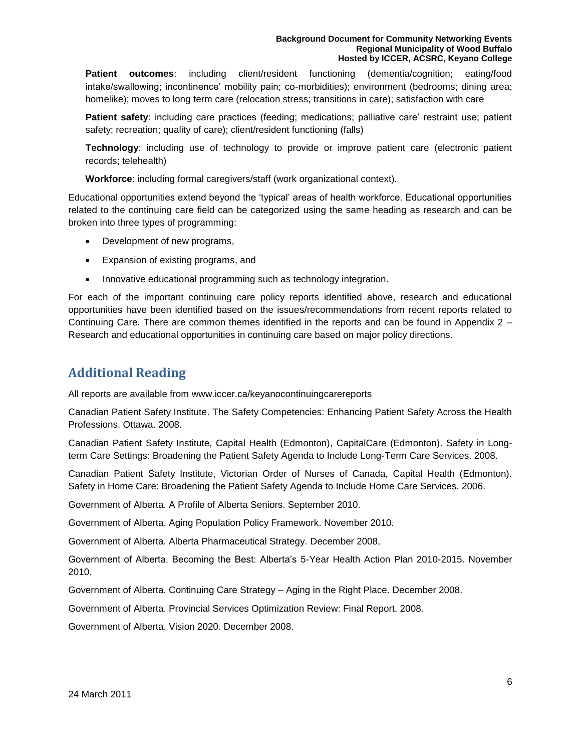**Patient outcomes**: including client/resident functioning (dementia/cognition; eating/food intake/swallowing; incontinence' mobility pain; co-morbidities); environment (bedrooms; dining area; homelike); moves to long term care (relocation stress; transitions in care); satisfaction with care

**Patient safety**: including care practices (feeding; medications; palliative care' restraint use; patient safety; recreation; quality of care); client/resident functioning (falls)

**Technology**: including use of technology to provide or improve patient care (electronic patient records; telehealth)

**Workforce**: including formal caregivers/staff (work organizational context).

Educational opportunities extend beyond the 'typical' areas of health workforce. Educational opportunities related to the continuing care field can be categorized using the same heading as research and can be broken into three types of programming:

- Development of new programs,
- Expansion of existing programs, and
- Innovative educational programming such as technology integration.

For each of the important continuing care policy reports identified above, research and educational opportunities have been identified based on the issues/recommendations from recent reports related to Continuing Care. There are common themes identified in the reports and can be found in Appendix 2 – Research and educational opportunities in continuing care based on major policy directions.

## Additional Reading

All reports are available from www.iccer.ca/keyanocontinuingcarereports

Canadian Patient Safety Institute. The Safety Competencies: Enhancing Patient Safety Across the Health Professions. Ottawa. 2008.

Canadian Patient Safety Institute, Capital Health (Edmonton), CapitalCare (Edmonton). Safety in Long-term Care Settings: Broadening the Patient Safety Agenda to Include Long-Term Care Services. 2008.

Canadian Patient Safety Institute, Victorian Order of Nurses of Canada, Capital Health (Edmonton). Safety in Home Care: Broadening the Patient Safety Agenda to Include Home Care Services. 2006.

Government of Alberta. A Profile of Alberta Seniors. September 2010.

Government of Alberta. Aging Population Policy Framework. November 2010.

Government of Alberta. Alberta Pharmaceutical Strategy. December 2008,

Government of Alberta. Becoming the Best: Alberta's 5-Year Health Action Plan 2010-2015. November 2010.

Government of Alberta. Continuing Care Strategy – Aging in the Right Place. December 2008.

Government of Alberta. Provincial Services Optimization Review: Final Report. 2008.

Government of Alberta. Vision 2020. December 2008.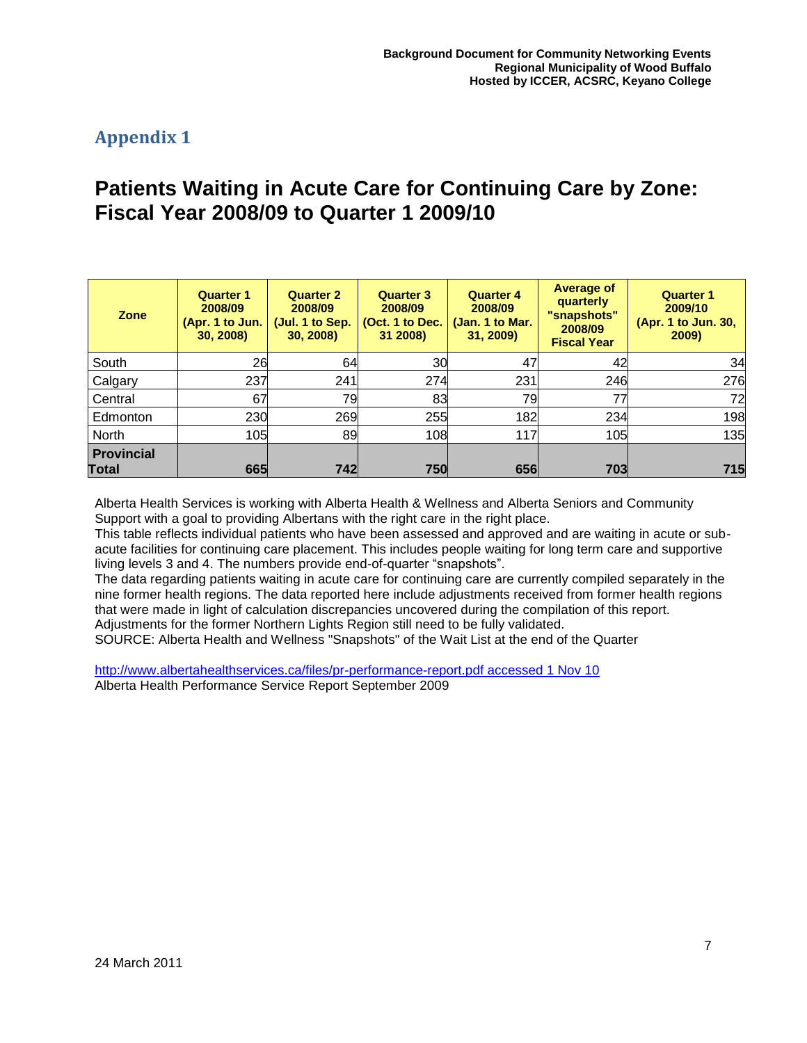## Appendix 1

# Patients Waiting in Acute Care for Continuing Care by Zone: Fiscal Year 2008/09 to Quarter 1 2009/10

| Zone | Quarter 1 2008/09 (Apr. 1 to Jun. 30, 2008) | Quarter 2 2008/09 (Jul. 1 to Sep. 30, 2008) | Quarter 3 2008/09 (Oct. 1 to Dec. 31 2008) | Quarter 4 2008/09 (Jan. 1 to Mar. 31, 2009) | Average of quarterly "snapshots" 2008/09 Fiscal Year | Quarter 1 2009/10 (Apr. 1 to Jun. 30, 2009) |
|---|---|---|---|---|---|---|
| South | 26 | 64 | 30 | 47 | 42 | 34 |
| Calgary | 237 | 241 | 274 | 231 | 246 | 276 |
| Central | 67 | 79 | 83 | 79 | 77 | 72 |
| Edmonton | 230 | 269 | 255 | 182 | 234 | 198 |
| North | 105 | 89 | 108 | 117 | 105 | 135 |
| **Provincial Total** | **665** | **742** | **750** | **656** | **703** | **715** |

Alberta Health Services is working with Alberta Health & Wellness and Alberta Seniors and Community Support with a goal to providing Albertans with the right care in the right place.
This table reflects individual patients who have been assessed and approved and are waiting in acute or sub-acute facilities for continuing care placement. This includes people waiting for long term care and supportive living levels 3 and 4. The numbers provide end-of-quarter "snapshots".
The data regarding patients waiting in acute care for continuing care are currently compiled separately in the nine former health regions. The data reported here include adjustments received from former health regions that were made in light of calculation discrepancies uncovered during the compilation of this report.
Adjustments for the former Northern Lights Region still need to be fully validated.
SOURCE: Alberta Health and Wellness "Snapshots" of the Wait List at the end of the Quarter

http://www.albertahealthservices.ca/files/pr-performance-report.pdf accessed 1 Nov 10
Alberta Health Performance Service Report September 2009